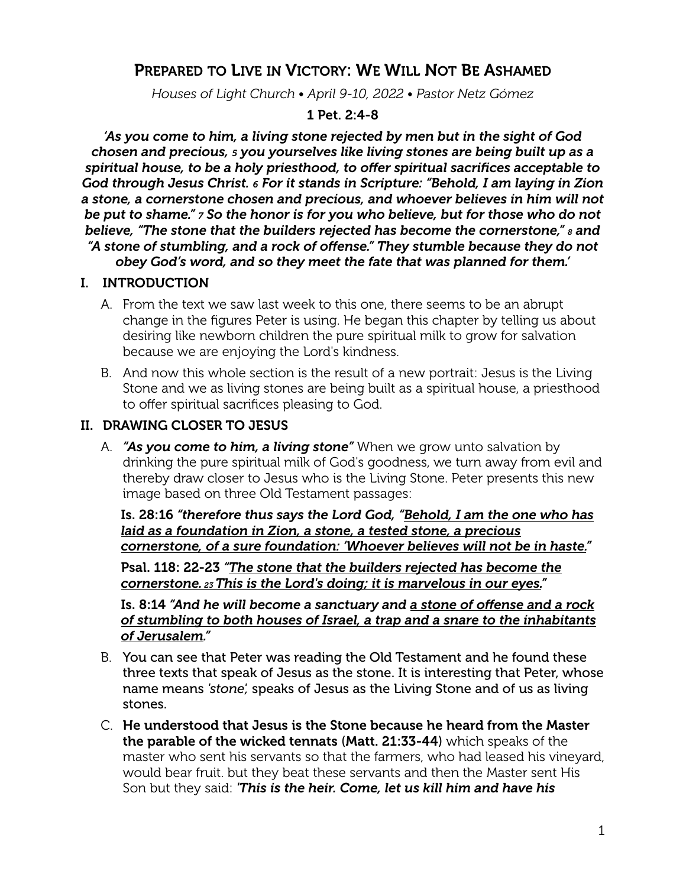# Prepared to Live in Victory: We Will Not Be Ashamed

*Houses of Light Church • April 9-10, 2022 • Pastor Netz Gómez*

**1 Pet. 2:4-8**

***'As you come to him, a living stone rejected by men but in the sight of God chosen and precious, 5 you yourselves like living stones are being built up as a spiritual house, to be a holy priesthood, to offer spiritual sacrifices acceptable to God through Jesus Christ. 6 For it stands in Scripture: "Behold, I am laying in Zion a stone, a cornerstone chosen and precious, and whoever believes in him will not be put to shame." 7 So the honor is for you who believe, but for those who do not believe, "The stone that the builders rejected has become the cornerstone," 8 and "A stone of stumbling, and a rock of offense." They stumble because they do not obey God's word, and so they meet the fate that was planned for them.'***

## I. INTRODUCTION

A. From the text we saw last week to this one, there seems to be an abrupt change in the figures Peter is using. He began this chapter by telling us about desiring like newborn children the pure spiritual milk to grow for salvation because we are enjoying the Lord's kindness.

B. And now this whole section is the result of a new portrait: Jesus is the Living Stone and we as living stones are being built as a spiritual house, a priesthood to offer spiritual sacrifices pleasing to God.

## II. DRAWING CLOSER TO JESUS

A. ***"As you come to him, a living stone"*** When we grow unto salvation by drinking the pure spiritual milk of God's goodness, we turn away from evil and thereby draw closer to Jesus who is the Living Stone. Peter presents this new image based on three Old Testament passages:

**Is. 28:16** ***"therefore thus says the Lord God, "<u>Behold, I am the one who has laid as a foundation in Zion, a stone, a tested stone, a precious cornerstone, of a sure foundation: 'Whoever believes will not be in haste.</u>"***

**Psal. 118: 22-23** ***"<u>The stone that the builders rejected has become the cornerstone. 23 This is the Lord's doing; it is marvelous in our eyes.</u>"***

**Is. 8:14** ***"And he will become a sanctuary and <u>a stone of offense and a rock of stumbling to both houses of Israel, a trap and a snare to the inhabitants of Jerusalem.</u>"***

B. You can see that Peter was reading the Old Testament and he found these three texts that speak of Jesus as the stone. It is interesting that Peter, whose name means *'stone'*, speaks of Jesus as the Living Stone and of us as living stones.

C. **He understood that Jesus is the Stone because he heard from the Master the parable of the wicked tennats (Matt. 21:33-44)** which speaks of the master who sent his servants so that the farmers, who had leased his vineyard, would bear fruit. but they beat these servants and then the Master sent His Son but they said: ***'This is the heir. Come, let us kill him and have his***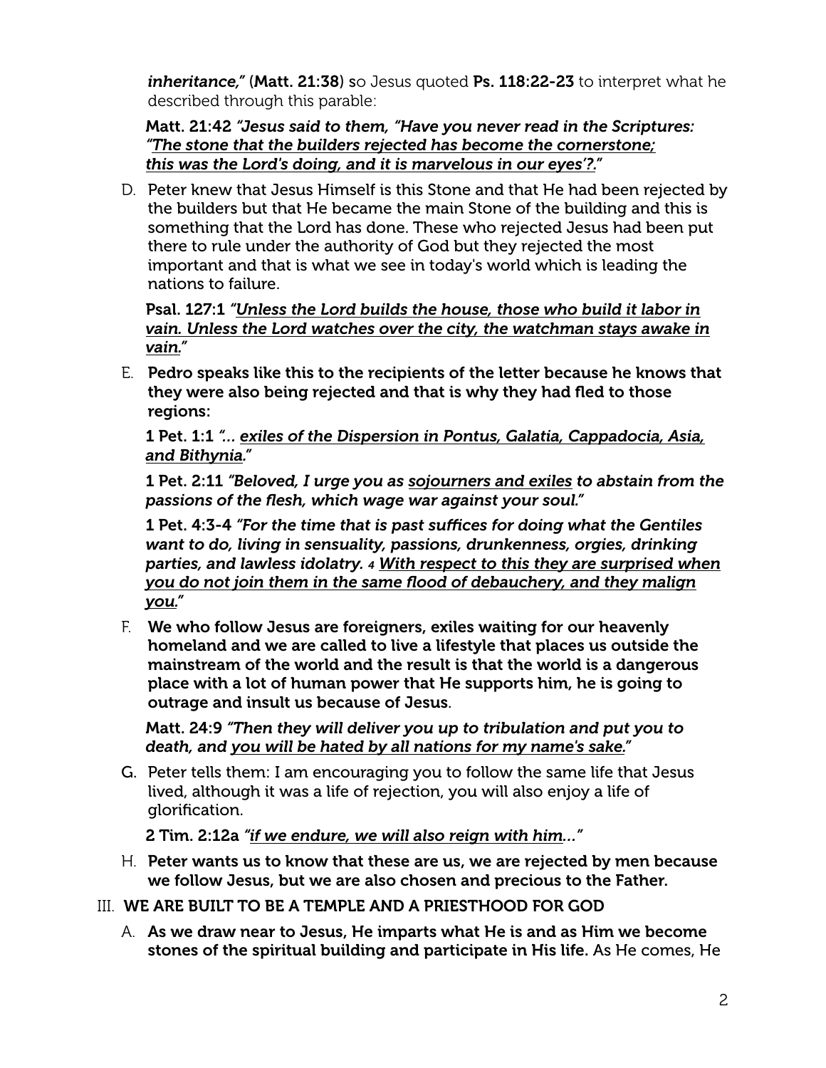*inheritance,"* (**Matt. 21:38**) so Jesus quoted **Ps. 118:22-23** to interpret what he described through this parable:

**Matt. 21:42** ***"Jesus said to them, "Have you never read in the Scriptures: <u>"The stone that the builders rejected has become the cornerstone; this was the Lord's doing, and it is marvelous in our eyes'?</u>."***

D. Peter knew that Jesus Himself is this Stone and that He had been rejected by the builders but that He became the main Stone of the building and this is something that the Lord has done. These who rejected Jesus had been put there to rule under the authority of God but they rejected the most important and that is what we see in today's world which is leading the nations to failure.

**Psal. 127:1** ***"<u>Unless the Lord builds the house, those who build it labor in vain. Unless the Lord watches over the city, the watchman stays awake in vain</u>."***

E. **Pedro speaks like this to the recipients of the letter because he knows that they were also being rejected and that is why they had fled to those regions:**

**1 Pet. 1:1** ***"... <u>exiles of the Dispersion in Pontus, Galatia, Cappadocia, Asia, and Bithynia</u>."***

**1 Pet. 2:11** ***"Beloved, I urge you as <u>sojourners and exiles</u> to abstain from the passions of the flesh, which wage war against your soul."***

**1 Pet. 4:3-4** ***"For the time that is past suffices for doing what the Gentiles want to do, living in sensuality, passions, drunkenness, orgies, drinking parties, and lawless idolatry. 4 <u>With respect to this they are surprised when you do not join them in the same flood of debauchery, and they malign you</u>."***

F. **We who follow Jesus are foreigners, exiles waiting for our heavenly homeland and we are called to live a lifestyle that places us outside the mainstream of the world and the result is that the world is a dangerous place with a lot of human power that He supports him, he is going to outrage and insult us because of Jesus**.

**Matt. 24:9** ***"Then they will deliver you up to tribulation and put you to death, and <u>you will be hated by all nations for my name's sake</u>."***

G. Peter tells them: I am encouraging you to follow the same life that Jesus lived, although it was a life of rejection, you will also enjoy a life of glorification.

**2 Tim. 2:12a** ***"<u>if we endure, we will also reign with him</u>..."***

H. **Peter wants us to know that these are us, we are rejected by men because we follow Jesus, but we are also chosen and precious to the Father.**

## III. WE ARE BUILT TO BE A TEMPLE AND A PRIESTHOOD FOR GOD

A. **As we draw near to Jesus, He imparts what He is and as Him we become stones of the spiritual building and participate in His life.** As He comes, He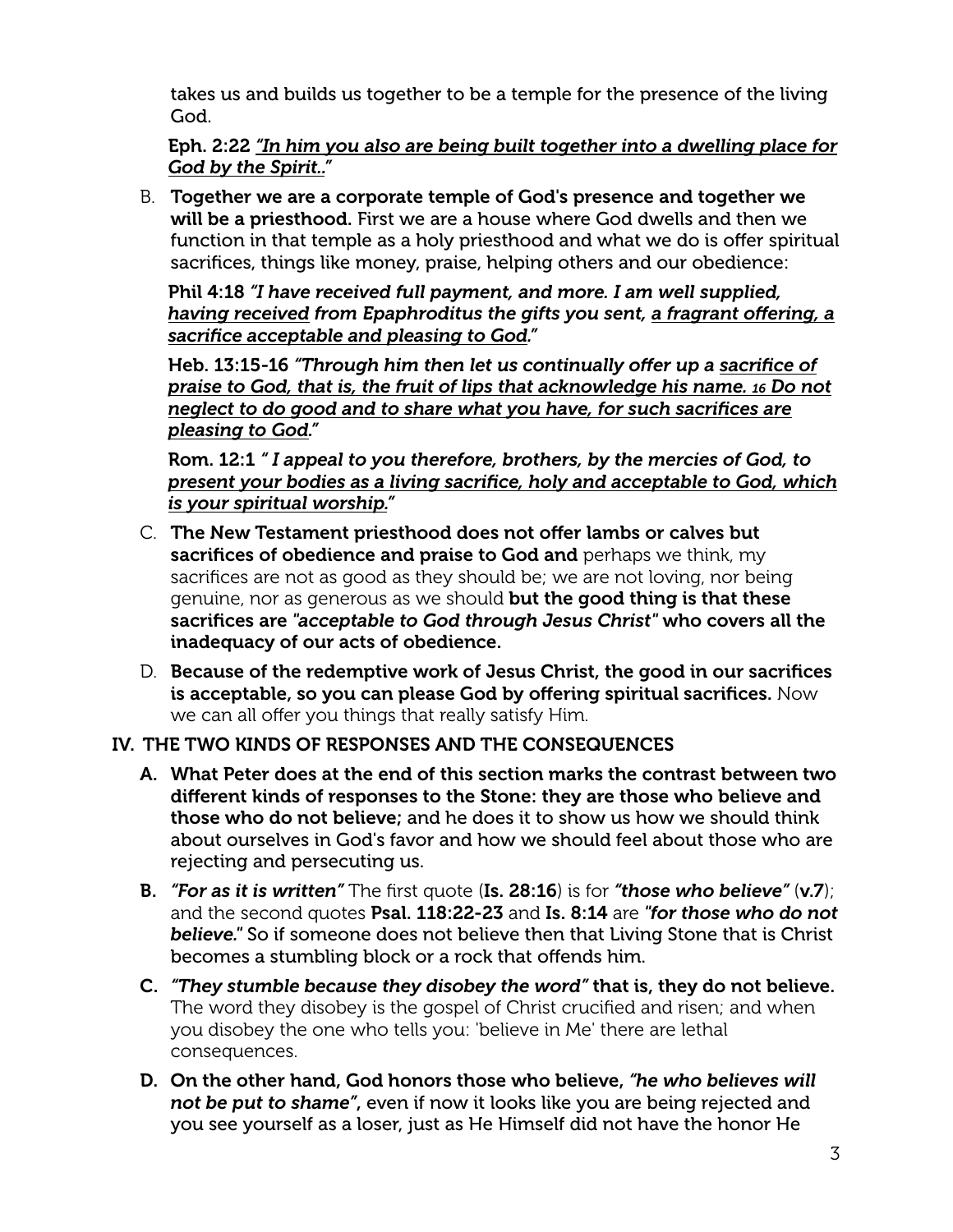takes us and builds us together to be a temple for the presence of the living God.

**Eph. 2:22** ***"In him you also are being built together into a dwelling place for God by the Spirit.."***

B. **Together we are a corporate temple of God's presence and together we will be a priesthood.** First we are a house where God dwells and then we function in that temple as a holy priesthood and what we do is offer spiritual sacrifices, things like money, praise, helping others and our obedience:

**Phil 4:18** ***"I have received full payment, and more. I am well supplied, having received from Epaphroditus the gifts you sent, a fragrant offering, a sacrifice acceptable and pleasing to God."***

**Heb. 13:15-16** ***"Through him then let us continually offer up a sacrifice of praise to God, that is, the fruit of lips that acknowledge his name. 16 Do not neglect to do good and to share what you have, for such sacrifices are pleasing to God."***

**Rom. 12:1** ***" I appeal to you therefore, brothers, by the mercies of God, to present your bodies as a living sacrifice, holy and acceptable to God, which is your spiritual worship."***

C. **The New Testament priesthood does not offer lambs or calves but sacrifices of obedience and praise to God and** perhaps we think, my sacrifices are not as good as they should be; we are not loving, nor being genuine, nor as generous as we should **but the good thing is that these sacrifices are *"acceptable to God through Jesus Christ"* who covers all the inadequacy of our acts of obedience.**

D. **Because of the redemptive work of Jesus Christ, the good in our sacrifices is acceptable, so you can please God by offering spiritual sacrifices.** Now we can all offer you things that really satisfy Him.

## IV. THE TWO KINDS OF RESPONSES AND THE CONSEQUENCES

**A. What Peter does at the end of this section marks the contrast between two different kinds of responses to the Stone: they are those who believe and those who do not believe;** and he does it to show us how we should think about ourselves in God's favor and how we should feel about those who are rejecting and persecuting us.

**B.** ***"For as it is written"*** The first quote (**Is. 28:16**) is for ***"those who believe"*** (**v.7**); and the second quotes **Psal. 118:22-23** and **Is. 8:14** are ***"for those who do not believe."*** So if someone does not believe then that Living Stone that is Christ becomes a stumbling block or a rock that offends him.

**C.** ***"They stumble because they disobey the word"*** **that is, they do not believe.** The word they disobey is the gospel of Christ crucified and risen; and when you disobey the one who tells you: 'believe in Me' there are lethal consequences.

**D. On the other hand, God honors those who believe, *"he who believes will not be put to shame"*, even if now it looks like you are being rejected and you see yourself as a loser, just as He Himself did not have the honor He**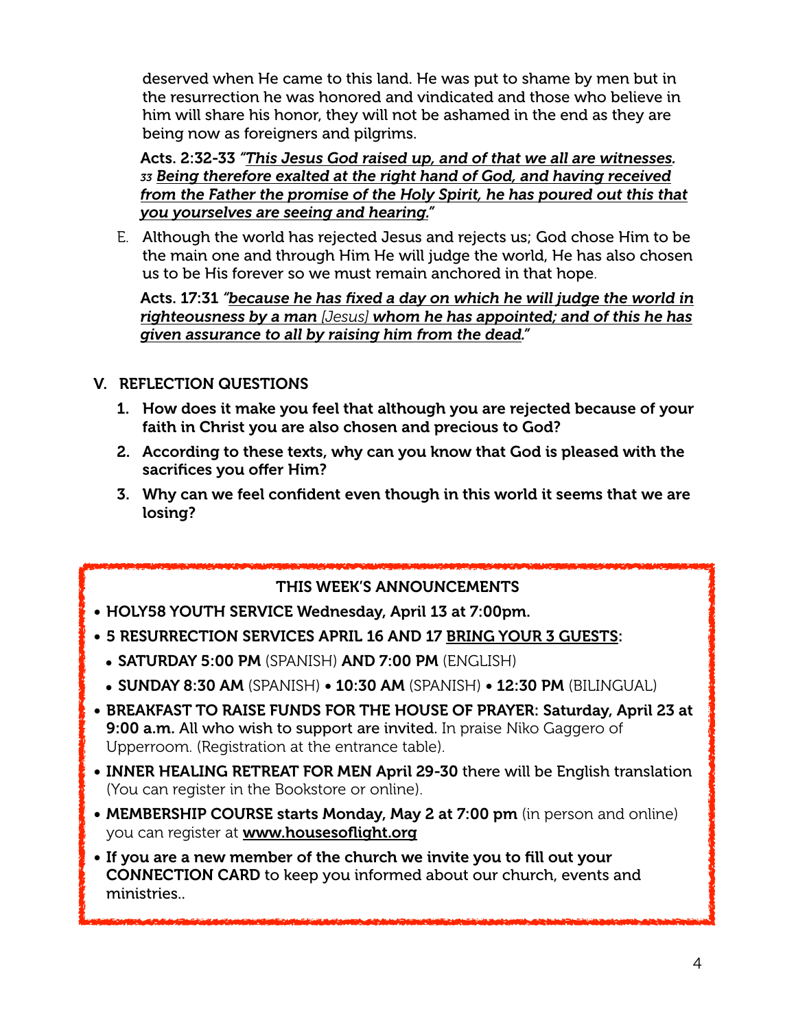deserved when He came to this land. He was put to shame by men but in the resurrection he was honored and vindicated and those who believe in him will share his honor, they will not be ashamed in the end as they are being now as foreigners and pilgrims.

**Acts. 2:32-33** ***"<u>This Jesus God raised up, and of that we all are witnesses.</u>*** *33* ***<u>Being therefore exalted at the right hand of God, and having received from the Father the promise of the Holy Spirit, he has poured out this that you yourselves are seeing and hearing.</u>"***

E. Although the world has rejected Jesus and rejects us; God chose Him to be the main one and through Him He will judge the world, He has also chosen us to be His forever so we must remain anchored in that hope.

**Acts. 17:31** ***"<u>because he has fixed a day on which he will judge the world in righteousness by a man</u>*** *[Jesus]* ***<u>whom he has appointed; and of this he has given assurance to all by raising him from the dead.</u>"***

## V. REFLECTION QUESTIONS

1. **How does it make you feel that although you are rejected because of your faith in Christ you are also chosen and precious to God?**
2. **According to these texts, why can you know that God is pleased with the sacrifices you offer Him?**
3. **Why can we feel confident even though in this world it seems that we are losing?**

### THIS WEEK'S ANNOUNCEMENTS

- **HOLY58 YOUTH SERVICE Wednesday, April 13 at 7:00pm.**
- **5 RESURRECTION SERVICES APRIL 16 AND 17 <u>BRING YOUR 3 GUESTS</u>:**
  - **SATURDAY 5:00 PM** (SPANISH) **AND 7:00 PM** (ENGLISH)
  - **SUNDAY 8:30 AM** (SPANISH) • **10:30 AM** (SPANISH) • **12:30 PM** (BILINGUAL)
- **BREAKFAST TO RAISE FUNDS FOR THE HOUSE OF PRAYER: Saturday, April 23 at 9:00 a.m. All who wish to support are invited.** In praise Niko Gaggero of Upperroom. (Registration at the entrance table).
- **INNER HEALING RETREAT FOR MEN April 29-30** there will be English translation (You can register in the Bookstore or online).
- **MEMBERSHIP COURSE starts Monday, May 2 at 7:00 pm** (in person and online) you can register at **<u>www.housesoflight.org</u>**
- **If you are a new member of the church we invite you to fill out your CONNECTION CARD** to keep you informed about our church, events and ministries..